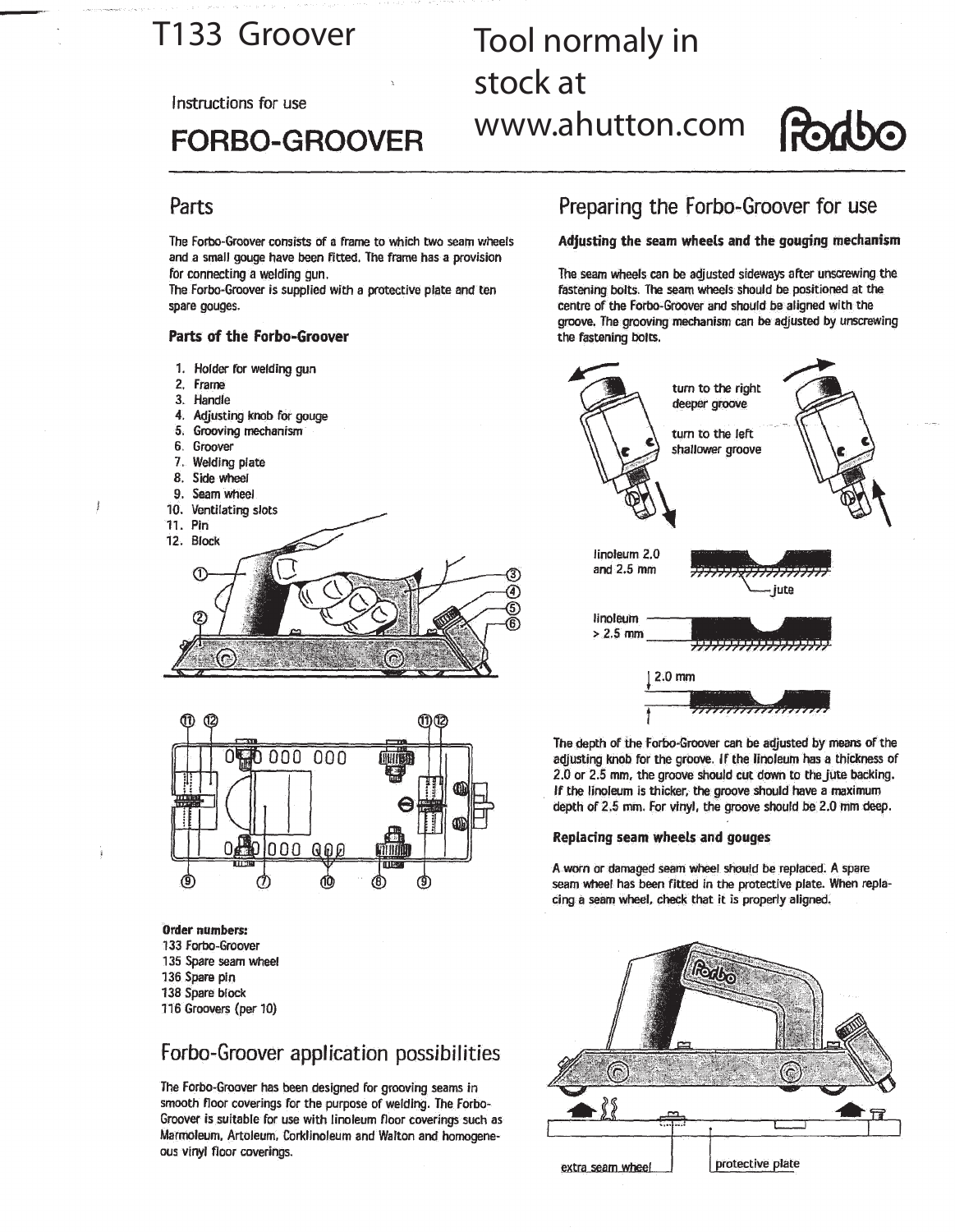# T133 Groover

Tool normaly in stock at www.ahutton.com

Instructions for use

# FORBO-GROOVER

## Parts

The Forbo-Groover consists of a frame to which two seam wheels and a small gouge have been fitted. The frame has a provision for connecting a welding gun.
The Forbo-Groover is supplied with a protective plate and ten spare gouges.

### Parts of the Forbo-Groover

1. Holder for welding gun
2. Frame
3. Handle
4. Adjusting knob for gouge
5. Grooving mechanism
6. Groover
7. Welding plate
8. Side wheel
9. Seam wheel
10. Ventilating slots
11. Pin
12. Block

**Order numbers:**
133 Forbo-Groover
135 Spare seam wheel
136 Spare pin
138 Spare block
116 Groovers (per 10)

## Forbo-Groover application possibilities

The Forbo-Groover has been designed for grooving seams in smooth floor coverings for the purpose of welding. The Forbo-Groover is suitable for use with linoleum floor coverings such as Marmoleum, Artoleum, Corklinoleum and Walton and homogeneous vinyl floor coverings.

## Preparing the Forbo-Groover for use

### Adjusting the seam wheels and the gouging mechanism

The seam wheels can be adjusted sideways after unscrewing the fastening bolts. The seam wheels should be positioned at the centre of the Forbo-Groover and should be aligned with the groove. The grooving mechanism can be adjusted by unscrewing the fastening bolts.

turn to the right
deeper groove

turn to the left
shallower groove

linoleum 2.0 and 2.5 mm

jute

linoleum > 2.5 mm

2.0 mm

The depth of the Forbo-Groover can be adjusted by means of the adjusting knob for the groove. If the linoleum has a thickness of 2.0 or 2.5 mm, the groove should cut down to the jute backing. If the linoleum is thicker, the groove should have a maximum depth of 2.5 mm. For vinyl, the groove should be 2.0 mm deep.

### Replacing seam wheels and gouges

A worn or damaged seam wheel should be replaced. A spare seam wheel has been fitted in the protective plate. When replacing a seam wheel, check that it is properly aligned.

extra seam wheel

protective plate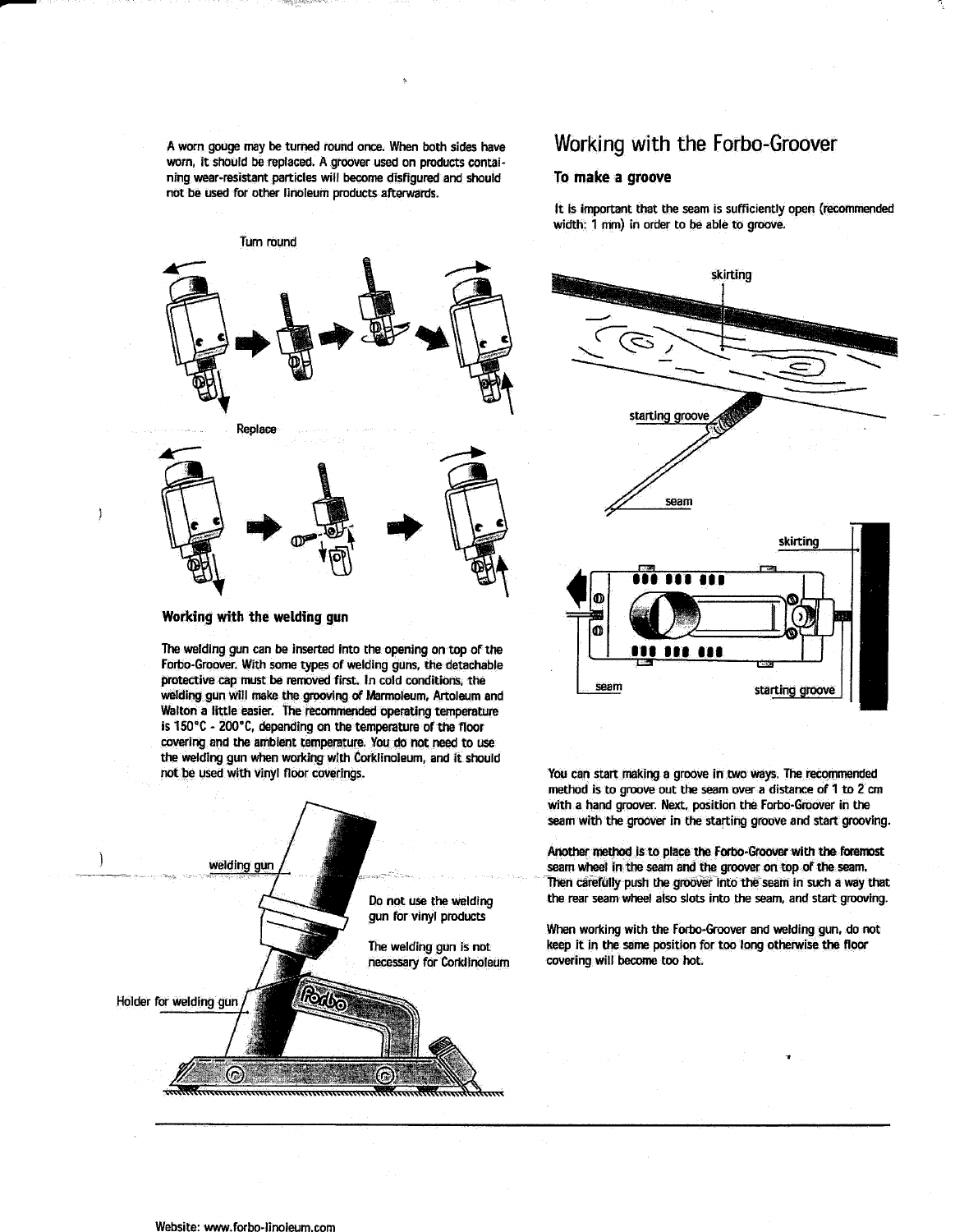A worn gouge may be turned round once. When both sides have worn, it should be replaced. A groover used on products containing wear-resistant particles will become disfigured and should not be used for other linoleum products afterwards.

Turn round

Replace

### Working with the welding gun

The welding gun can be inserted into the opening on top of the Forbo-Groover. With some types of welding guns, the detachable protective cap must be removed first. In cold conditions, the welding gun will make the grooving of Marmoleum, Artoleum and Walton a little easier. The recommended operating temperature is 150°C - 200°C, depending on the temperature of the floor covering and the ambient temperature. You do not need to use the welding gun when working with Corklinoleum, and it should not be used with vinyl floor coverings.

welding gun

Do not use the welding gun for vinyl products

The welding gun is not necessary for Corklinoleum

Holder for welding gun

## Working with the Forbo-Groover

### To make a groove

It is important that the seam is sufficiently open (recommended width: 1 mm) in order to be able to groove.

skirting

starting groove

seam

skirting

seam

starting groove

You can start making a groove in two ways. The recommended method is to groove out the seam over a distance of 1 to 2 cm with a hand groover. Next, position the Forbo-Groover in the seam with the groover in the starting groove and start grooving.

Another method is to place the Forbo-Groover with the foremost seam wheel in the seam and the groover on top of the seam. Then carefully push the groover into the seam in such a way that the rear seam wheel also slots into the seam, and start grooving.

When working with the Forbo-Groover and welding gun, do not keep it in the same position for too long otherwise the floor covering will become too hot.

Website: www.forbo-linoleum.com